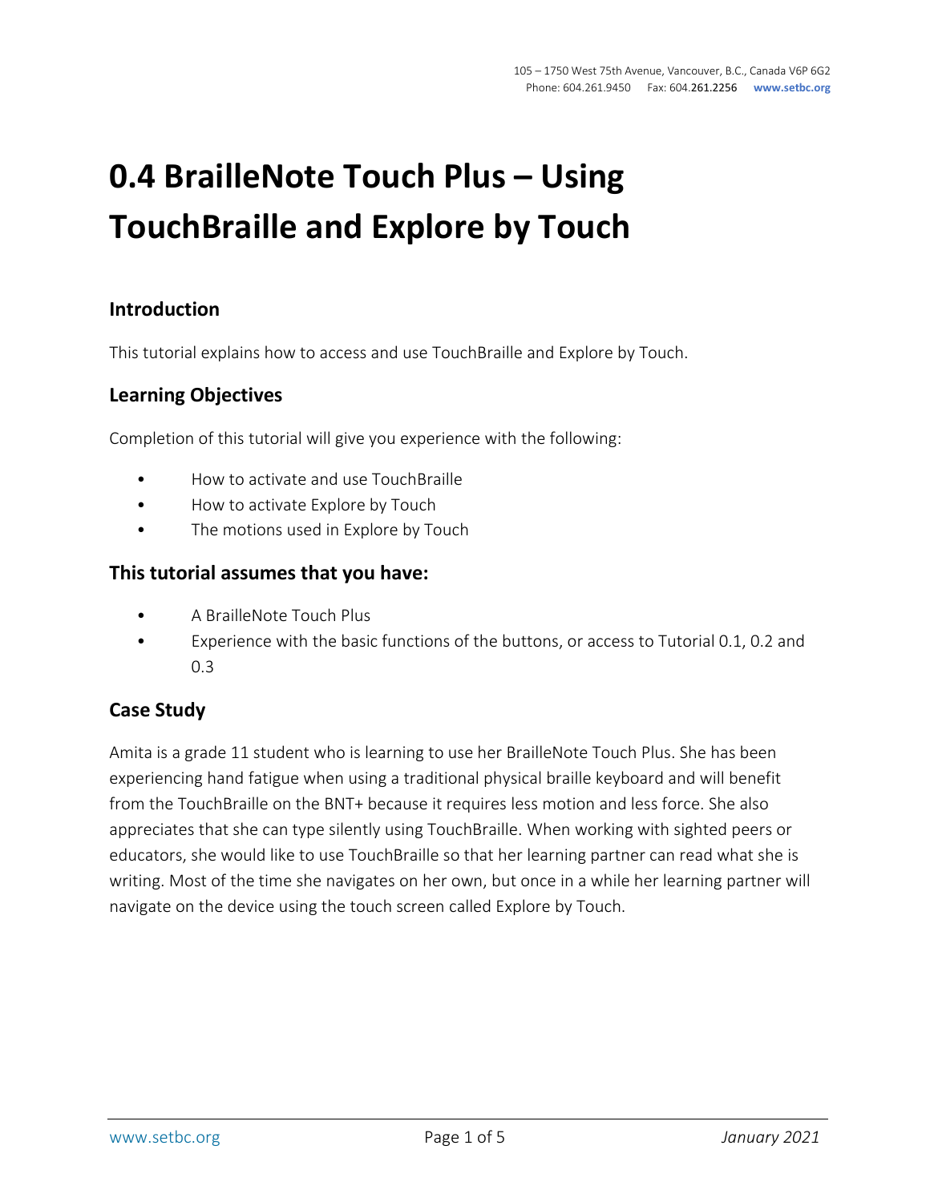# 0.4 BrailleNote Touch Plus – Using TouchBraille and Explore by Touch

## Introduction

This tutorial explains how to access and use TouchBraille and Explore by Touch.

## Learning Objectives

Completion of this tutorial will give you experience with the following:

- How to activate and use TouchBraille
- How to activate Explore by Touch
- The motions used in Explore by Touch

## This tutorial assumes that you have:

- A BrailleNote Touch Plus
- Experience with the basic functions of the buttons, or access to Tutorial 0.1, 0.2 and 0.3

## Case Study

Amita is a grade 11 student who is learning to use her BrailleNote Touch Plus. She has been experiencing hand fatigue when using a traditional physical braille keyboard and will benefit from the TouchBraille on the BNT+ because it requires less motion and less force. She also appreciates that she can type silently using TouchBraille. When working with sighted peers or educators, she would like to use TouchBraille so that her learning partner can read what she is writing. Most of the time she navigates on her own, but once in a while her learning partner will navigate on the device using the touch screen called Explore by Touch.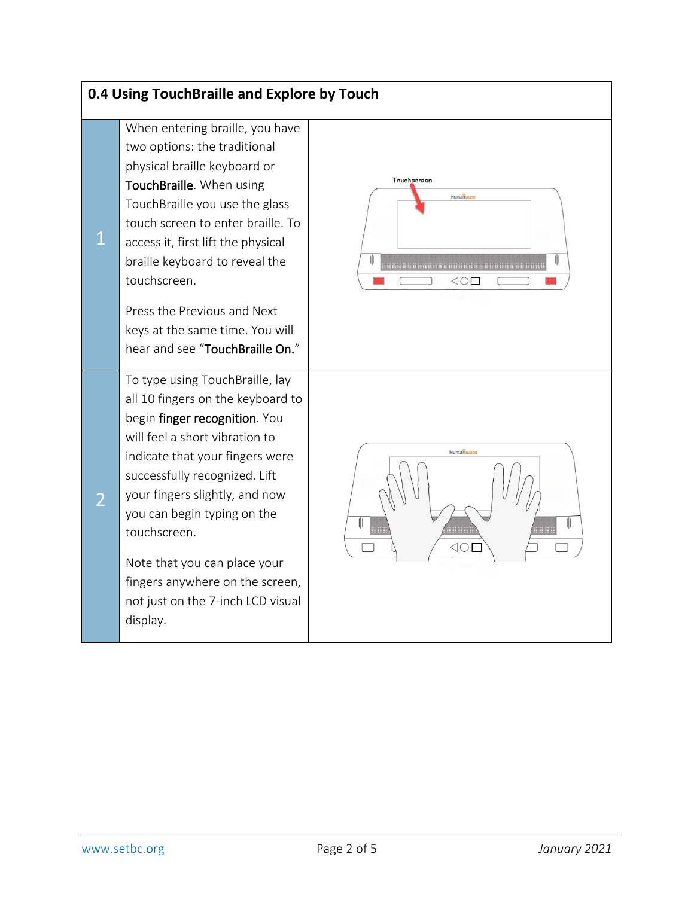## 0.4 Using TouchBraille and Explore by Touch

| | | |
|---|---|---|
| 1 | When entering braille, you have two options: the traditional physical braille keyboard or **TouchBraille**. When using TouchBraille you use the glass touch screen to enter braille. To access it, first lift the physical braille keyboard to reveal the touchscreen.<br><br>Press the Previous and Next keys at the same time. You will hear and see "**TouchBraille On.**" | |
| 2 | To type using TouchBraille, lay all 10 fingers on the keyboard to begin **finger recognition**. You will feel a short vibration to indicate that your fingers were successfully recognized. Lift your fingers slightly, and now you can begin typing on the touchscreen.<br><br>Note that you can place your fingers anywhere on the screen, not just on the 7-inch LCD visual display. | |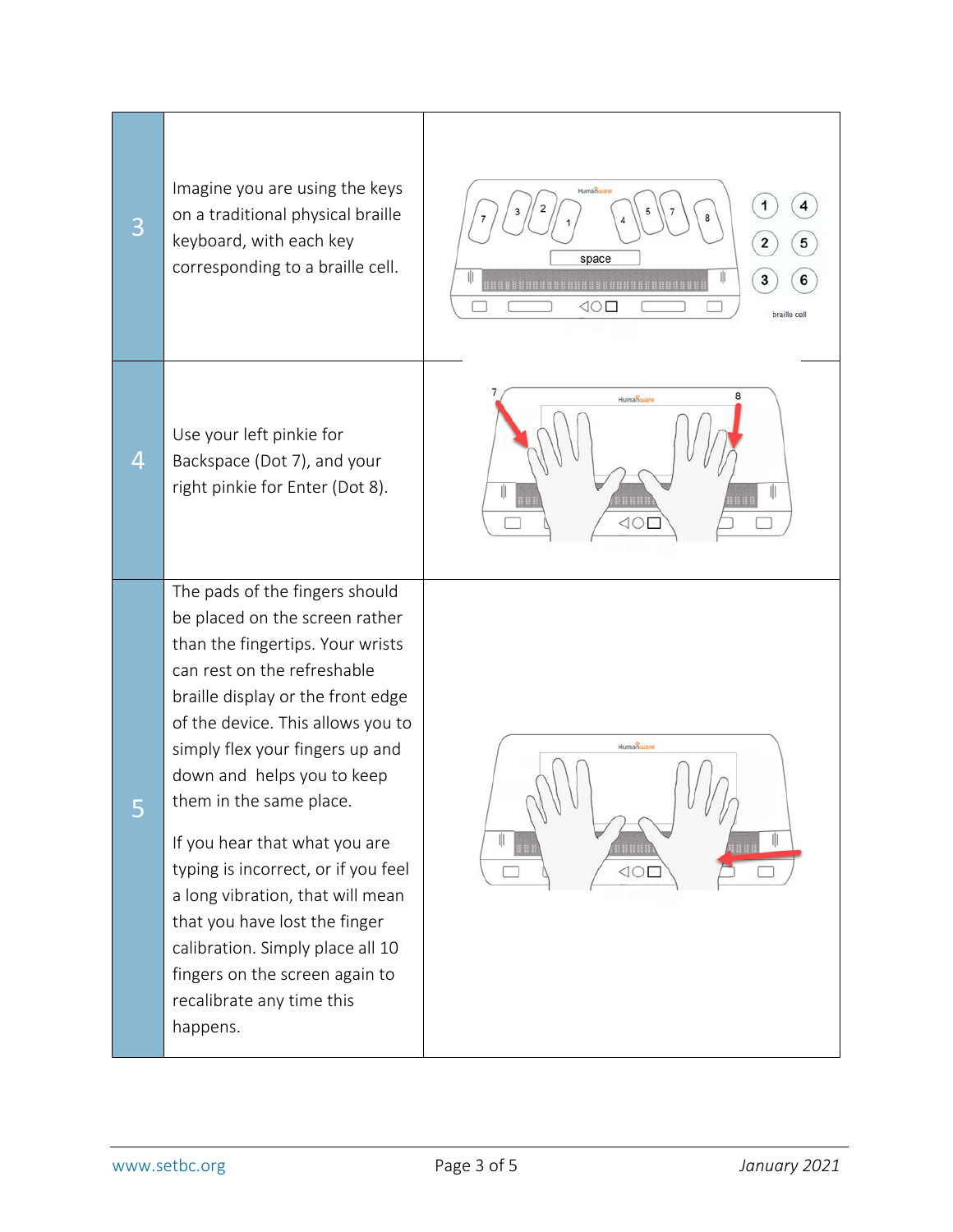| | | |
|---|---|---|
| 3 | Imagine you are using the keys on a traditional physical braille keyboard, with each key corresponding to a braille cell. | |
| 4 | Use your left pinkie for Backspace (Dot 7), and your right pinkie for Enter (Dot 8). | |
| 5 | The pads of the fingers should be placed on the screen rather than the fingertips. Your wrists can rest on the refreshable braille display or the front edge of the device. This allows you to simply flex your fingers up and down and helps you to keep them in the same place.<br><br>If you hear that what you are typing is incorrect, or if you feel a long vibration, that will mean that you have lost the finger calibration. Simply place all 10 fingers on the screen again to recalibrate any time this happens. | |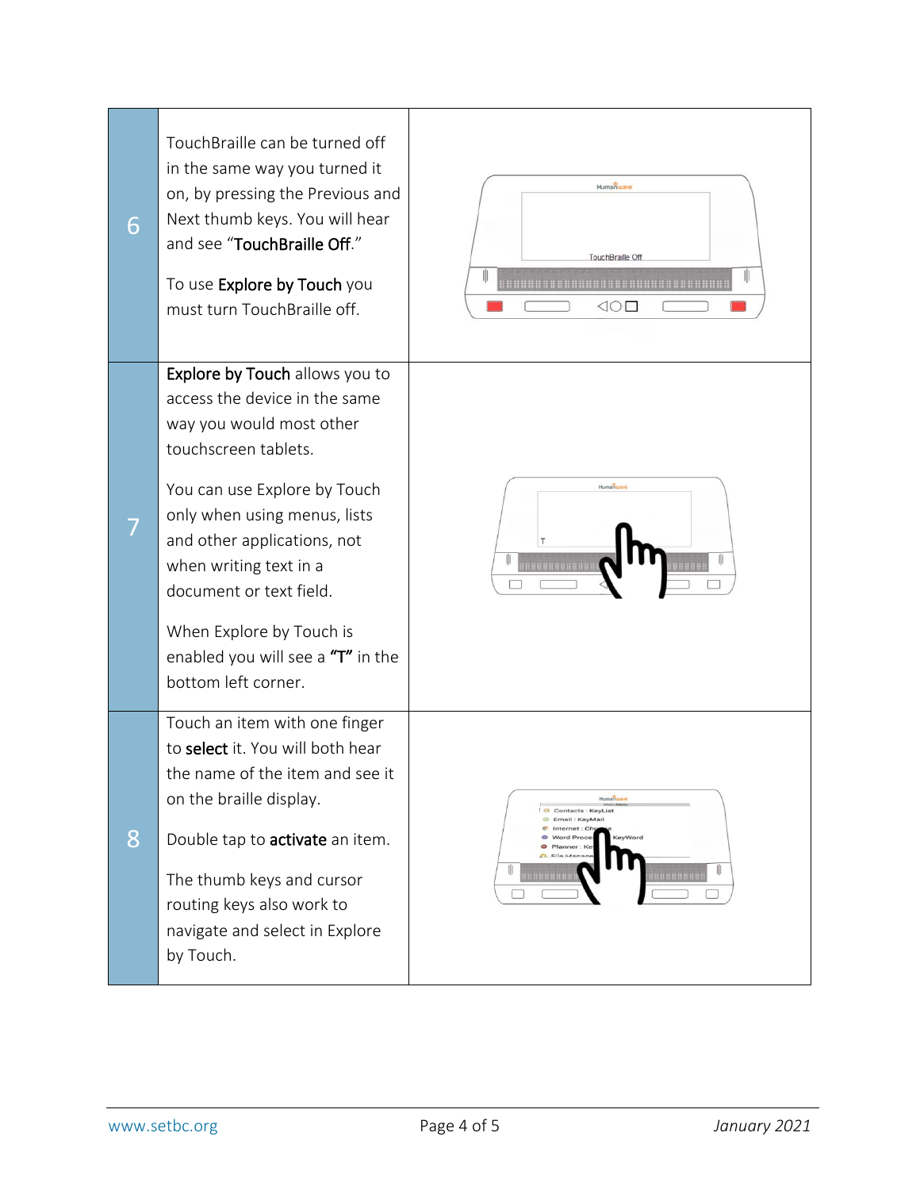| | | |
|---|---|---|
| 6 | TouchBraille can be turned off in the same way you turned it on, by pressing the Previous and Next thumb keys. You will hear and see "**TouchBraille Off**."<br><br>To use **Explore by Touch** you must turn TouchBraille off. | |
| 7 | **Explore by Touch** allows you to access the device in the same way you would most other touchscreen tablets.<br><br>You can use Explore by Touch only when using menus, lists and other applications, not when writing text in a document or text field.<br><br>When Explore by Touch is enabled you will see a **"T"** in the bottom left corner. | |
| 8 | Touch an item with one finger to **select** it. You will both hear the name of the item and see it on the braille display.<br><br>Double tap to **activate** an item.<br><br>The thumb keys and cursor routing keys also work to navigate and select in Explore by Touch. | |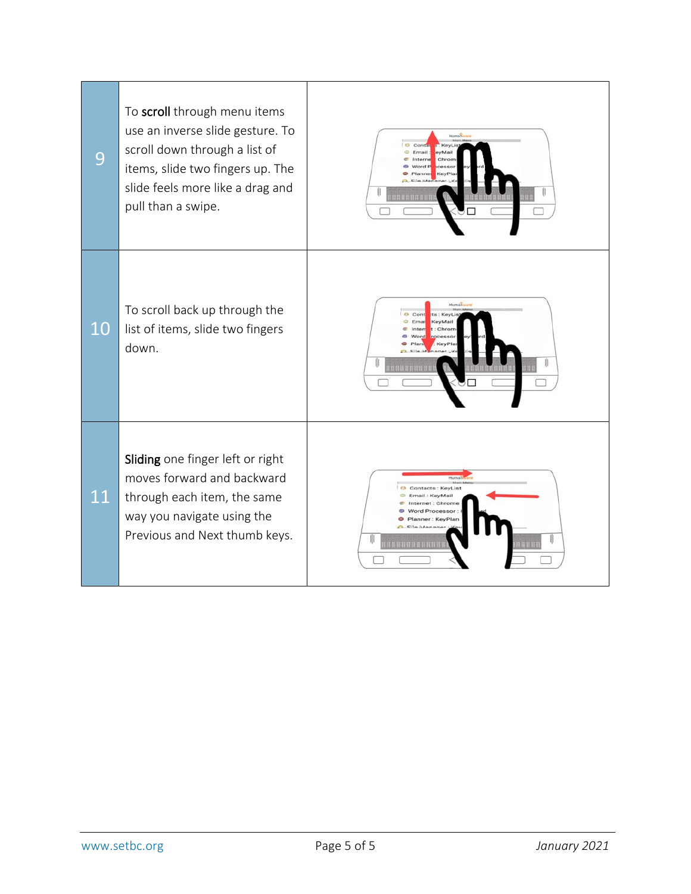| | | |
|---|---|---|
| 9 | To **scroll** through menu items use an inverse slide gesture. To scroll down through a list of items, slide two fingers up. The slide feels more like a drag and pull than a swipe. | |
| 10 | To scroll back up through the list of items, slide two fingers down. | |
| 11 | **Sliding** one finger left or right moves forward and backward through each item, the same way you navigate using the Previous and Next thumb keys. | |